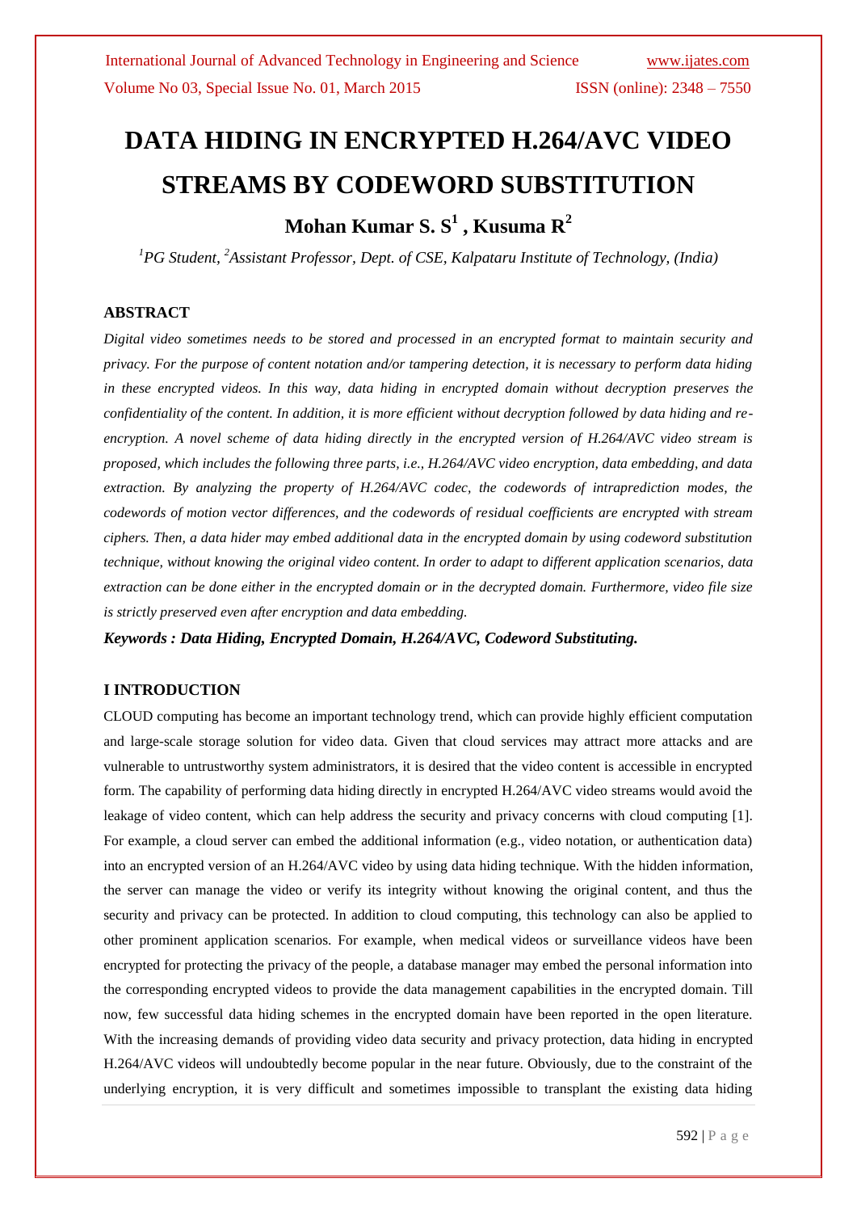# DATA HIDING IN ENCRYPTED H.264/AVC VIDEO STREAMS BY CODEWORD SUBSTITUTION

**Mohan Kumar S. S[1] , Kusuma R[2]**

*[1]PG Student, [2]Assistant Professor, Dept. of CSE, Kalpataru Institute of Technology, (India)*

## ABSTRACT

*Digital video sometimes needs to be stored and processed in an encrypted format to maintain security and privacy. For the purpose of content notation and/or tampering detection, it is necessary to perform data hiding in these encrypted videos. In this way, data hiding in encrypted domain without decryption preserves the confidentiality of the content. In addition, it is more efficient without decryption followed by data hiding and re-encryption. A novel scheme of data hiding directly in the encrypted version of H.264/AVC video stream is proposed, which includes the following three parts, i.e., H.264/AVC video encryption, data embedding, and data extraction. By analyzing the property of H.264/AVC codec, the codewords of intraprediction modes, the codewords of motion vector differences, and the codewords of residual coefficients are encrypted with stream ciphers. Then, a data hider may embed additional data in the encrypted domain by using codeword substitution technique, without knowing the original video content. In order to adapt to different application scenarios, data extraction can be done either in the encrypted domain or in the decrypted domain. Furthermore, video file size is strictly preserved even after encryption and data embedding.*

***Keywords : Data Hiding, Encrypted Domain, H.264/AVC, Codeword Substituting.***

## I INTRODUCTION

CLOUD computing has become an important technology trend, which can provide highly efficient computation and large-scale storage solution for video data. Given that cloud services may attract more attacks and are vulnerable to untrustworthy system administrators, it is desired that the video content is accessible in encrypted form. The capability of performing data hiding directly in encrypted H.264/AVC video streams would avoid the leakage of video content, which can help address the security and privacy concerns with cloud computing [1]. For example, a cloud server can embed the additional information (e.g., video notation, or authentication data) into an encrypted version of an H.264/AVC video by using data hiding technique. With the hidden information, the server can manage the video or verify its integrity without knowing the original content, and thus the security and privacy can be protected. In addition to cloud computing, this technology can also be applied to other prominent application scenarios. For example, when medical videos or surveillance videos have been encrypted for protecting the privacy of the people, a database manager may embed the personal information into the corresponding encrypted videos to provide the data management capabilities in the encrypted domain. Till now, few successful data hiding schemes in the encrypted domain have been reported in the open literature. With the increasing demands of providing video data security and privacy protection, data hiding in encrypted H.264/AVC videos will undoubtedly become popular in the near future. Obviously, due to the constraint of the underlying encryption, it is very difficult and sometimes impossible to transplant the existing data hiding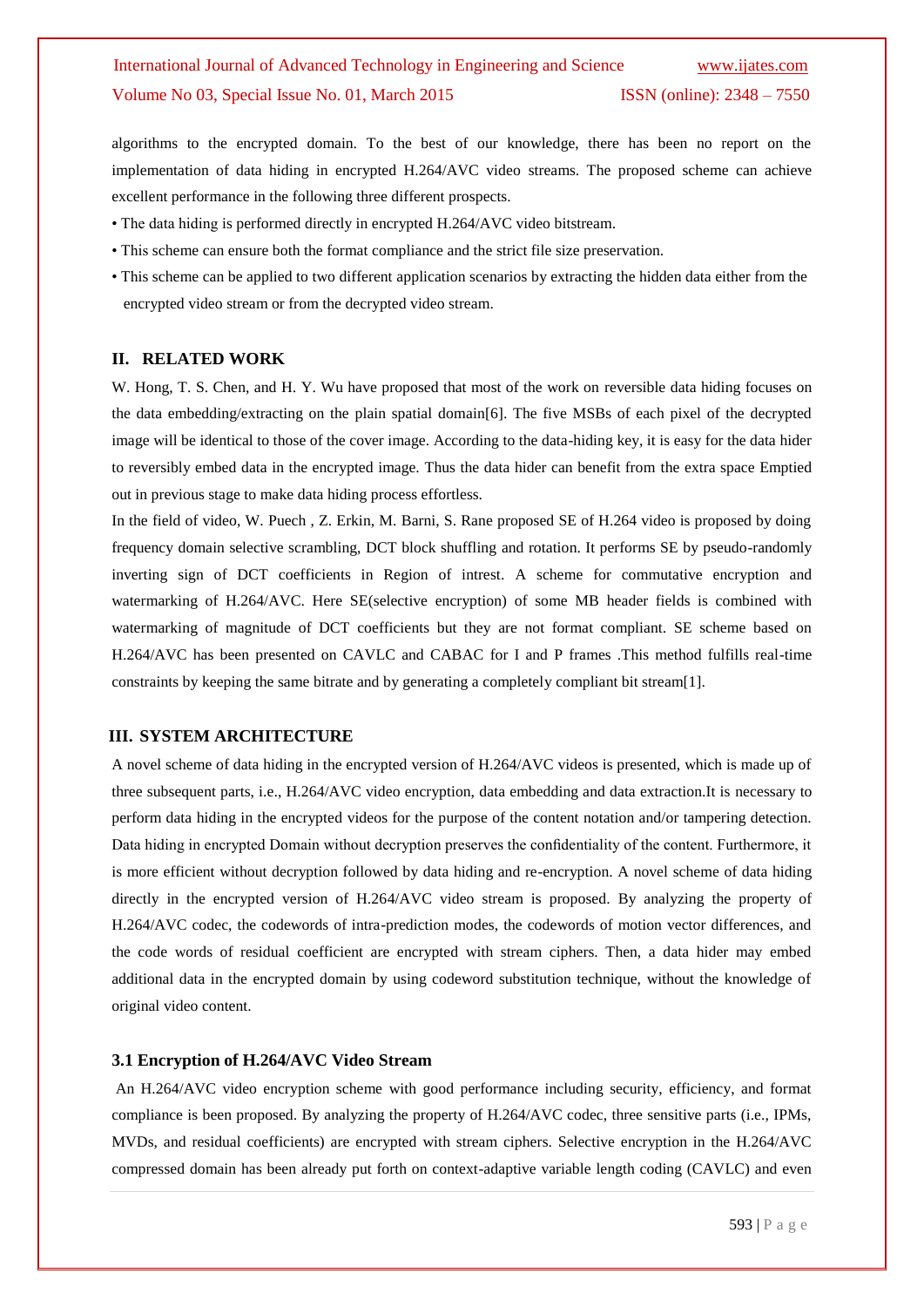algorithms to the encrypted domain. To the best of our knowledge, there has been no report on the implementation of data hiding in encrypted H.264/AVC video streams. The proposed scheme can achieve excellent performance in the following three different prospects.

- The data hiding is performed directly in encrypted H.264/AVC video bitstream.
- This scheme can ensure both the format compliance and the strict file size preservation.
- This scheme can be applied to two different application scenarios by extracting the hidden data either from the encrypted video stream or from the decrypted video stream.

## II. RELATED WORK

W. Hong, T. S. Chen, and H. Y. Wu have proposed that most of the work on reversible data hiding focuses on the data embedding/extracting on the plain spatial domain[6]. The five MSBs of each pixel of the decrypted image will be identical to those of the cover image. According to the data-hiding key, it is easy for the data hider to reversibly embed data in the encrypted image. Thus the data hider can benefit from the extra space Emptied out in previous stage to make data hiding process effortless.

In the field of video, W. Puech , Z. Erkin, M. Barni, S. Rane proposed SE of H.264 video is proposed by doing frequency domain selective scrambling, DCT block shuffling and rotation. It performs SE by pseudo-randomly inverting sign of DCT coefficients in Region of intrest. A scheme for commutative encryption and watermarking of H.264/AVC. Here SE(selective encryption) of some MB header fields is combined with watermarking of magnitude of DCT coefficients but they are not format compliant. SE scheme based on H.264/AVC has been presented on CAVLC and CABAC for I and P frames .This method fulfills real-time constraints by keeping the same bitrate and by generating a completely compliant bit stream[1].

## III. SYSTEM ARCHITECTURE

A novel scheme of data hiding in the encrypted version of H.264/AVC videos is presented, which is made up of three subsequent parts, i.e., H.264/AVC video encryption, data embedding and data extraction.It is necessary to perform data hiding in the encrypted videos for the purpose of the content notation and/or tampering detection. Data hiding in encrypted Domain without decryption preserves the confidentiality of the content. Furthermore, it is more efficient without decryption followed by data hiding and re-encryption. A novel scheme of data hiding directly in the encrypted version of H.264/AVC video stream is proposed. By analyzing the property of H.264/AVC codec, the codewords of intra-prediction modes, the codewords of motion vector differences, and the code words of residual coefficient are encrypted with stream ciphers. Then, a data hider may embed additional data in the encrypted domain by using codeword substitution technique, without the knowledge of original video content.

### 3.1 Encryption of H.264/AVC Video Stream

An H.264/AVC video encryption scheme with good performance including security, efficiency, and format compliance is been proposed. By analyzing the property of H.264/AVC codec, three sensitive parts (i.e., IPMs, MVDs, and residual coefficients) are encrypted with stream ciphers. Selective encryption in the H.264/AVC compressed domain has been already put forth on context-adaptive variable length coding (CAVLC) and even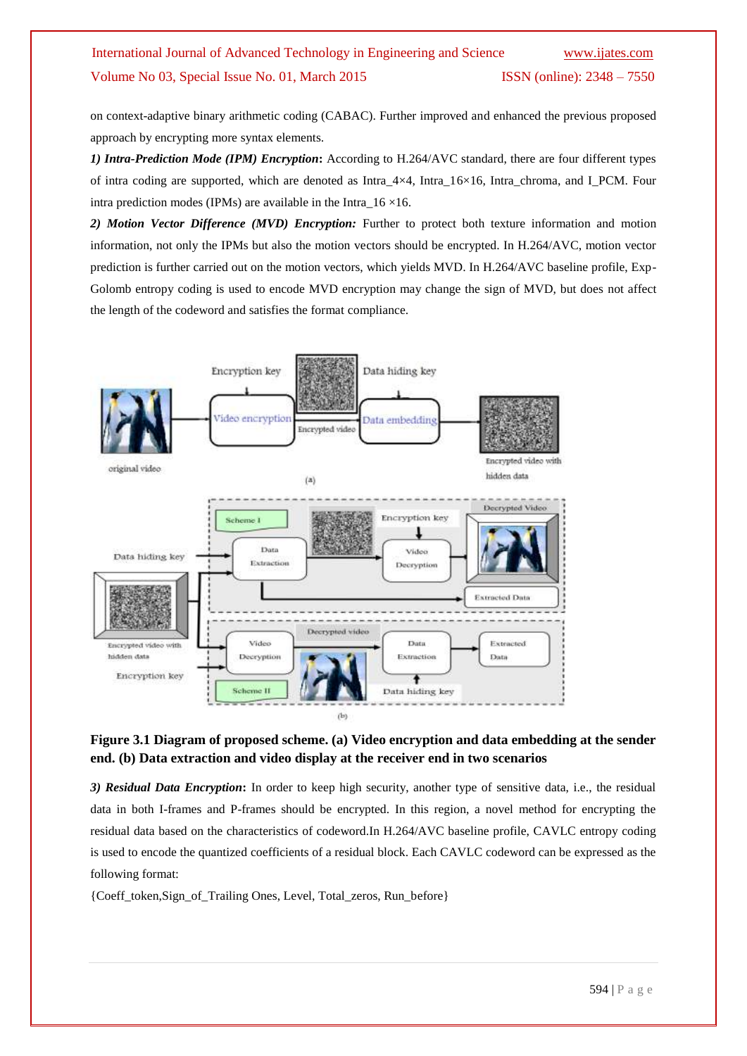on context-adaptive binary arithmetic coding (CABAC). Further improved and enhanced the previous proposed approach by encrypting more syntax elements.

***1) Intra-Prediction Mode (IPM) Encryption*:** According to H.264/AVC standard, there are four different types of intra coding are supported, which are denoted as Intra_4×4, Intra_16×16, Intra_chroma, and I_PCM. Four intra prediction modes (IPMs) are available in the Intra_16 ×16.

***2) Motion Vector Difference (MVD) Encryption:*** Further to protect both texture information and motion information, not only the IPMs but also the motion vectors should be encrypted. In H.264/AVC, motion vector prediction is further carried out on the motion vectors, which yields MVD. In H.264/AVC baseline profile, Exp-Golomb entropy coding is used to encode MVD encryption may change the sign of MVD, but does not affect the length of the codeword and satisfies the format compliance.

**Figure 3.1 Diagram of proposed scheme. (a) Video encryption and data embedding at the sender end. (b) Data extraction and video display at the receiver end in two scenarios**

***3) Residual Data Encryption*:** In order to keep high security, another type of sensitive data, i.e., the residual data in both I-frames and P-frames should be encrypted. In this region, a novel method for encrypting the residual data based on the characteristics of codeword.In H.264/AVC baseline profile, CAVLC entropy coding is used to encode the quantized coefficients of a residual block. Each CAVLC codeword can be expressed as the following format:

{Coeff_token,Sign_of_Trailing Ones, Level, Total_zeros, Run_before}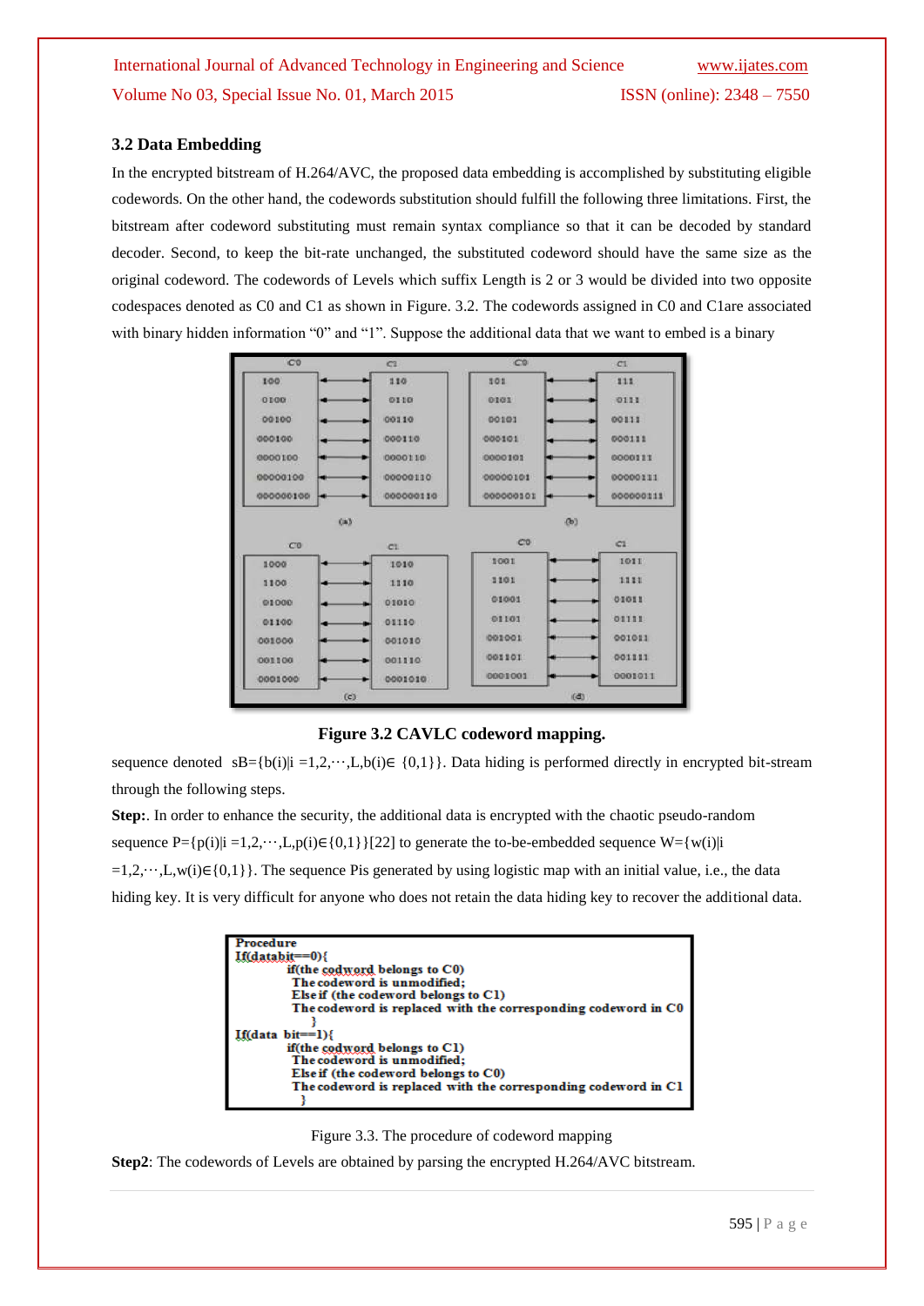### 3.2 Data Embedding

In the encrypted bitstream of H.264/AVC, the proposed data embedding is accomplished by substituting eligible codewords. On the other hand, the codewords substitution should fulfill the following three limitations. First, the bitstream after codeword substituting must remain syntax compliance so that it can be decoded by standard decoder. Second, to keep the bit-rate unchanged, the substituted codeword should have the same size as the original codeword. The codewords of Levels which suffix Length is 2 or 3 would be divided into two opposite codespaces denoted as C0 and C1 as shown in Figure. 3.2. The codewords assigned in C0 and C1are associated with binary hidden information "0" and "1". Suppose the additional data that we want to embed is a binary

**Figure 3.2 CAVLC codeword mapping.**

sequence denoted sB={b(i)|i =1,2,⋯,L,b(i)∈ {0,1}}. Data hiding is performed directly in encrypted bit-stream through the following steps.

**Step:**. In order to enhance the security, the additional data is encrypted with the chaotic pseudo-random sequence P={p(i)|i =1,2,⋯,L,p(i)∈{0,1}}[22] to generate the to-be-embedded sequence W={w(i)|i =1,2,⋯,L,w(i)∈{0,1}}. The sequence Pis generated by using logistic map with an initial value, i.e., the data hiding key. It is very difficult for anyone who does not retain the data hiding key to recover the additional data.

```
Procedure
If(databit==0){
        if(the codword belongs to C0)
        The codeword is unmodified;
        Else if (the codeword belongs to C1)
        The codeword is replaced with the corresponding codeword in C0
        }
If(data bit==1){
        if(the codword belongs to C1)
        The codeword is unmodified;
        Else if (the codeword belongs to C0)
        The codeword is replaced with the corresponding codeword in C1
        }
```

Figure 3.3. The procedure of codeword mapping

**Step2**: The codewords of Levels are obtained by parsing the encrypted H.264/AVC bitstream.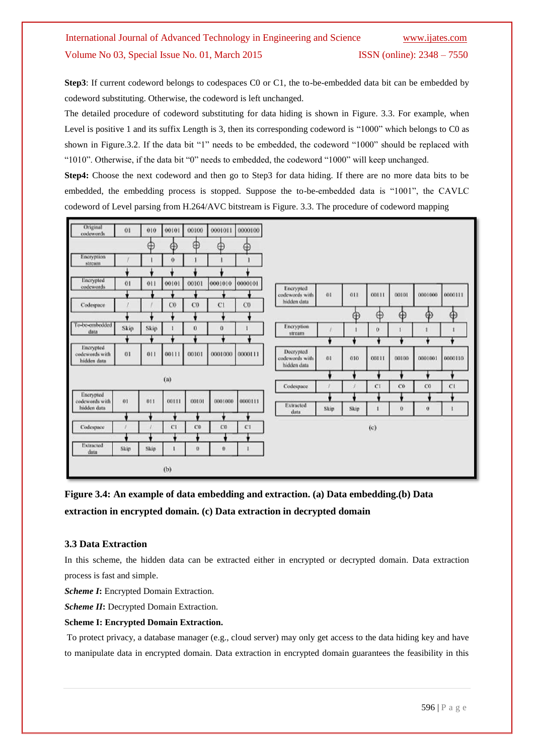**Step3**: If current codeword belongs to codespaces C0 or C1, the to-be-embedded data bit can be embedded by codeword substituting. Otherwise, the codeword is left unchanged.

The detailed procedure of codeword substituting for data hiding is shown in Figure. 3.3. For example, when Level is positive 1 and its suffix Length is 3, then its corresponding codeword is "1000" which belongs to C0 as shown in Figure.3.2. If the data bit "1" needs to be embedded, the codeword "1000" should be replaced with "1010". Otherwise, if the data bit "0" needs to embedded, the codeword "1000" will keep unchanged.

**Step4:** Choose the next codeword and then go to Step3 for data hiding. If there are no more data bits to be embedded, the embedding process is stopped. Suppose the to-be-embedded data is "1001", the CAVLC codeword of Level parsing from H.264/AVC bitstream is Figure. 3.3. The procedure of codeword mapping

(a)

| Original codewords | 01 | 010 | 00101 | 00100 | 0001011 | 0000100 |
|---|---|---|---|---|---|---|
| Encryption stream | / | 1 | 0 | 1 | 1 | 1 |
| Encrypted codewords | 01 | 011 | 00101 | 00101 | 0001010 | 0000101 |
| Codespace | / | / | C0 | C0 | C1 | C0 |
| To-be-embedded data | Skip | Skip | 1 | 0 | 0 | 1 |
| Encrypted codewords with hidden data | 01 | 011 | 00111 | 00101 | 0001000 | 0000111 |

(b)

| Encrypted codewords with hidden data | 01 | 011 | 00111 | 00101 | 0001000 | 0000111 |
|---|---|---|---|---|---|---|
| Codespace | / | / | C1 | C0 | C0 | C1 |
| Extracted data | Skip | Skip | 1 | 0 | 0 | 1 |

(c)

| Encrypted codewords with hidden data | 01 | 011 | 00111 | 00101 | 0001000 | 0000111 |
|---|---|---|---|---|---|---|
| Encryption stream | / | 1 | 0 | 1 | 1 | 1 |
| Decrypted codewords with hidden data | 01 | 010 | 00111 | 00100 | 0001001 | 0000110 |
| Codespace | / | / | C1 | C0 | C0 | C1 |
| Extracted data | Skip | Skip | 1 | 0 | 0 | 1 |

**Figure 3.4: An example of data embedding and extraction. (a) Data embedding.(b) Data extraction in encrypted domain. (c) Data extraction in decrypted domain**

### 3.3 Data Extraction

In this scheme, the hidden data can be extracted either in encrypted or decrypted domain. Data extraction process is fast and simple.

***Scheme I*:** Encrypted Domain Extraction.

***Scheme II*:** Decrypted Domain Extraction.

**Scheme I: Encrypted Domain Extraction.**

To protect privacy, a database manager (e.g., cloud server) may only get access to the data hiding key and have to manipulate data in encrypted domain. Data extraction in encrypted domain guarantees the feasibility in this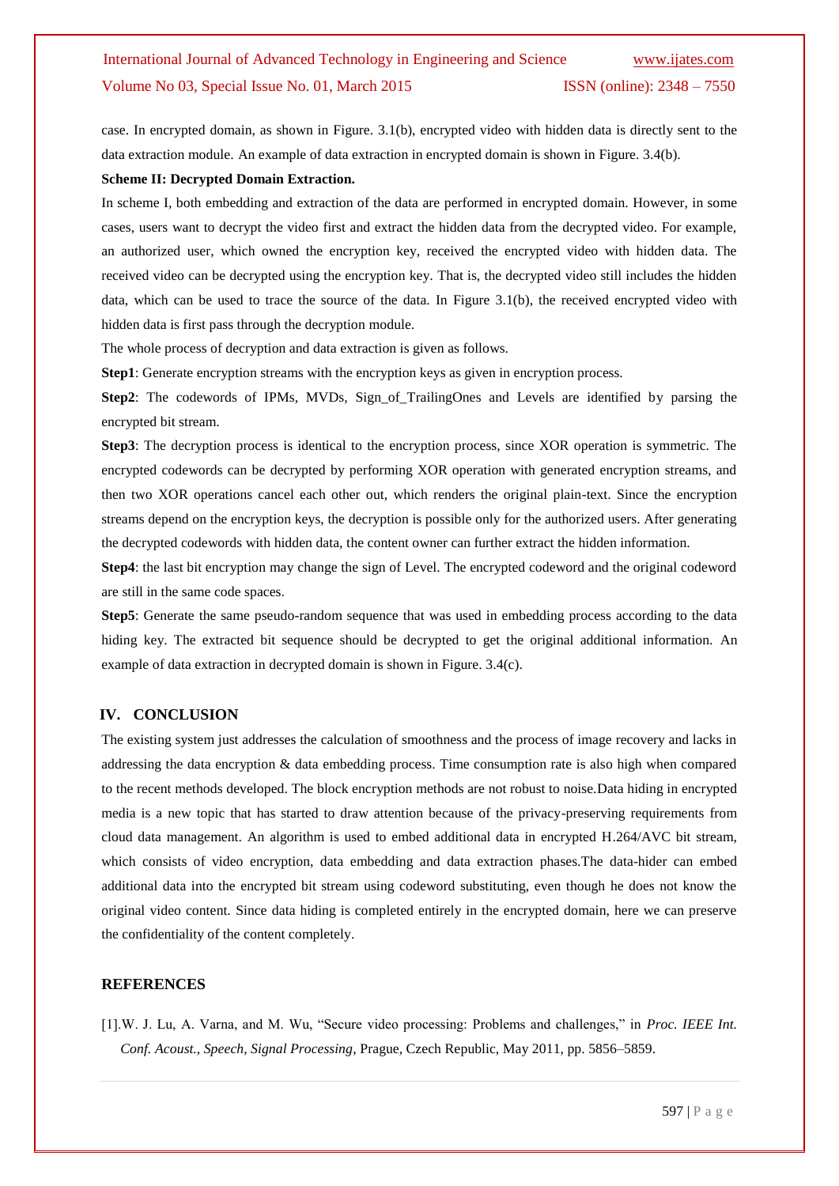case. In encrypted domain, as shown in Figure. 3.1(b), encrypted video with hidden data is directly sent to the data extraction module. An example of data extraction in encrypted domain is shown in Figure. 3.4(b).

**Scheme II: Decrypted Domain Extraction.**

In scheme I, both embedding and extraction of the data are performed in encrypted domain. However, in some cases, users want to decrypt the video first and extract the hidden data from the decrypted video. For example, an authorized user, which owned the encryption key, received the encrypted video with hidden data. The received video can be decrypted using the encryption key. That is, the decrypted video still includes the hidden data, which can be used to trace the source of the data. In Figure 3.1(b), the received encrypted video with hidden data is first pass through the decryption module.

The whole process of decryption and data extraction is given as follows.

**Step1**: Generate encryption streams with the encryption keys as given in encryption process.

**Step2**: The codewords of IPMs, MVDs, Sign_of_TrailingOnes and Levels are identified by parsing the encrypted bit stream.

**Step3**: The decryption process is identical to the encryption process, since XOR operation is symmetric. The encrypted codewords can be decrypted by performing XOR operation with generated encryption streams, and then two XOR operations cancel each other out, which renders the original plain-text. Since the encryption streams depend on the encryption keys, the decryption is possible only for the authorized users. After generating the decrypted codewords with hidden data, the content owner can further extract the hidden information.

**Step4**: the last bit encryption may change the sign of Level. The encrypted codeword and the original codeword are still in the same code spaces.

**Step5**: Generate the same pseudo-random sequence that was used in embedding process according to the data hiding key. The extracted bit sequence should be decrypted to get the original additional information. An example of data extraction in decrypted domain is shown in Figure. 3.4(c).

## IV. CONCLUSION

The existing system just addresses the calculation of smoothness and the process of image recovery and lacks in addressing the data encryption & data embedding process. Time consumption rate is also high when compared to the recent methods developed. The block encryption methods are not robust to noise.Data hiding in encrypted media is a new topic that has started to draw attention because of the privacy-preserving requirements from cloud data management. An algorithm is used to embed additional data in encrypted H.264/AVC bit stream, which consists of video encryption, data embedding and data extraction phases.The data-hider can embed additional data into the encrypted bit stream using codeword substituting, even though he does not know the original video content. Since data hiding is completed entirely in the encrypted domain, here we can preserve the confidentiality of the content completely.

## REFERENCES

[1].W. J. Lu, A. Varna, and M. Wu, "Secure video processing: Problems and challenges," in *Proc. IEEE Int. Conf. Acoust., Speech, Signal Processing*, Prague, Czech Republic, May 2011, pp. 5856–5859.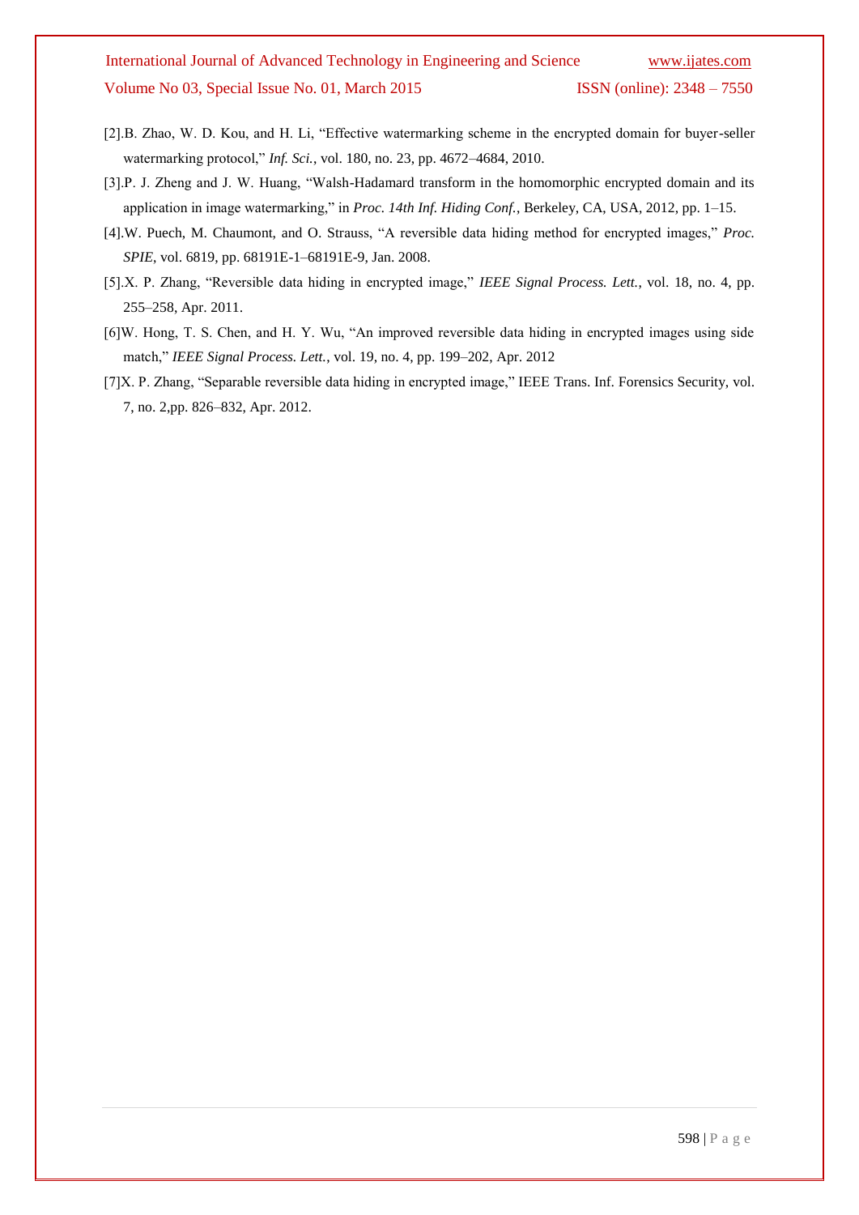[2].B. Zhao, W. D. Kou, and H. Li, "Effective watermarking scheme in the encrypted domain for buyer-seller watermarking protocol," *Inf. Sci.*, vol. 180, no. 23, pp. 4672–4684, 2010.

[3].P. J. Zheng and J. W. Huang, "Walsh-Hadamard transform in the homomorphic encrypted domain and its application in image watermarking," in *Proc. 14th Inf. Hiding Conf.*, Berkeley, CA, USA, 2012, pp. 1–15.

[4].W. Puech, M. Chaumont, and O. Strauss, "A reversible data hiding method for encrypted images," *Proc. SPIE*, vol. 6819, pp. 68191E-1–68191E-9, Jan. 2008.

[5].X. P. Zhang, "Reversible data hiding in encrypted image," *IEEE Signal Process. Lett.*, vol. 18, no. 4, pp. 255–258, Apr. 2011.

[6]W. Hong, T. S. Chen, and H. Y. Wu, "An improved reversible data hiding in encrypted images using side match," *IEEE Signal Process. Lett.*, vol. 19, no. 4, pp. 199–202, Apr. 2012

[7]X. P. Zhang, "Separable reversible data hiding in encrypted image," IEEE Trans. Inf. Forensics Security, vol. 7, no. 2,pp. 826–832, Apr. 2012.